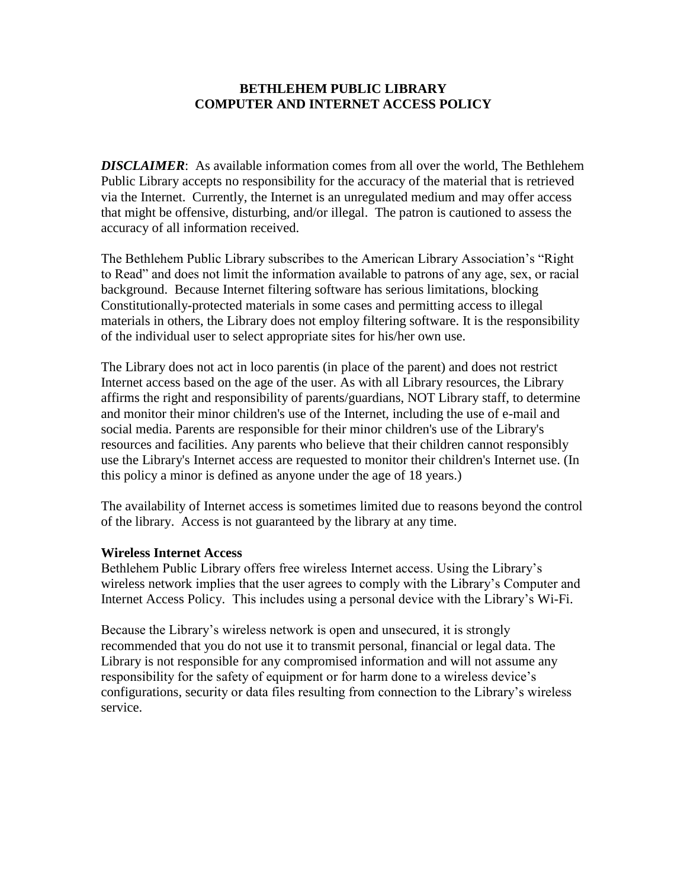# BETHLEHEM PUBLIC LIBRARY
# COMPUTER AND INTERNET ACCESS POLICY

***DISCLAIMER***: As available information comes from all over the world, The Bethlehem Public Library accepts no responsibility for the accuracy of the material that is retrieved via the Internet. Currently, the Internet is an unregulated medium and may offer access that might be offensive, disturbing, and/or illegal. The patron is cautioned to assess the accuracy of all information received.

The Bethlehem Public Library subscribes to the American Library Association's "Right to Read" and does not limit the information available to patrons of any age, sex, or racial background. Because Internet filtering software has serious limitations, blocking Constitutionally-protected materials in some cases and permitting access to illegal materials in others, the Library does not employ filtering software. It is the responsibility of the individual user to select appropriate sites for his/her own use.

The Library does not act in loco parentis (in place of the parent) and does not restrict Internet access based on the age of the user. As with all Library resources, the Library affirms the right and responsibility of parents/guardians, NOT Library staff, to determine and monitor their minor children's use of the Internet, including the use of e-mail and social media. Parents are responsible for their minor children's use of the Library's resources and facilities. Any parents who believe that their children cannot responsibly use the Library's Internet access are requested to monitor their children's Internet use. (In this policy a minor is defined as anyone under the age of 18 years.)

The availability of Internet access is sometimes limited due to reasons beyond the control of the library. Access is not guaranteed by the library at any time.

**Wireless Internet Access**

Bethlehem Public Library offers free wireless Internet access. Using the Library's wireless network implies that the user agrees to comply with the Library's Computer and Internet Access Policy. This includes using a personal device with the Library's Wi-Fi.

Because the Library's wireless network is open and unsecured, it is strongly recommended that you do not use it to transmit personal, financial or legal data. The Library is not responsible for any compromised information and will not assume any responsibility for the safety of equipment or for harm done to a wireless device's configurations, security or data files resulting from connection to the Library's wireless service.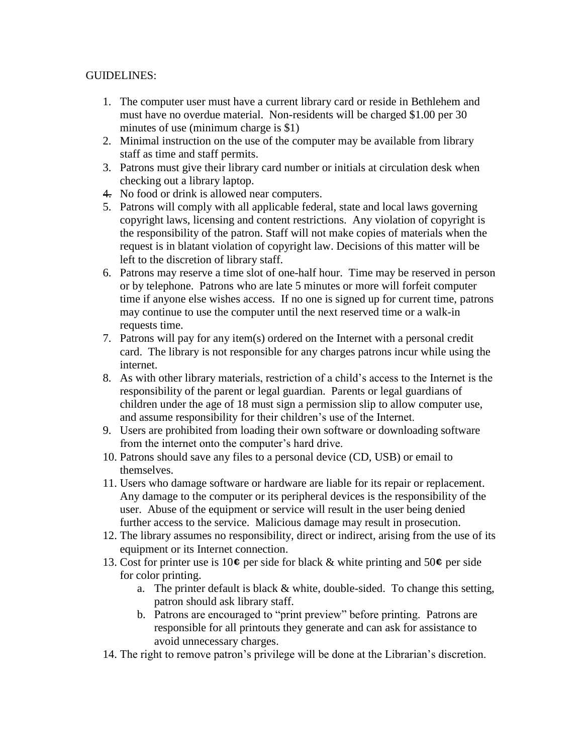GUIDELINES:

1. The computer user must have a current library card or reside in Bethlehem and must have no overdue material. Non-residents will be charged $1.00 per 30 minutes of use (minimum charge is $1)
2. Minimal instruction on the use of the computer may be available from library staff as time and staff permits.
3. Patrons must give their library card number or initials at circulation desk when checking out a library laptop.
4. No food or drink is allowed near computers.
5. Patrons will comply with all applicable federal, state and local laws governing copyright laws, licensing and content restrictions. Any violation of copyright is the responsibility of the patron. Staff will not make copies of materials when the request is in blatant violation of copyright law. Decisions of this matter will be left to the discretion of library staff.
6. Patrons may reserve a time slot of one-half hour. Time may be reserved in person or by telephone. Patrons who are late 5 minutes or more will forfeit computer time if anyone else wishes access. If no one is signed up for current time, patrons may continue to use the computer until the next reserved time or a walk-in requests time.
7. Patrons will pay for any item(s) ordered on the Internet with a personal credit card. The library is not responsible for any charges patrons incur while using the internet.
8. As with other library materials, restriction of a child's access to the Internet is the responsibility of the parent or legal guardian. Parents or legal guardians of children under the age of 18 must sign a permission slip to allow computer use, and assume responsibility for their children's use of the Internet.
9. Users are prohibited from loading their own software or downloading software from the internet onto the computer's hard drive.
10. Patrons should save any files to a personal device (CD, USB) or email to themselves.
11. Users who damage software or hardware are liable for its repair or replacement. Any damage to the computer or its peripheral devices is the responsibility of the user. Abuse of the equipment or service will result in the user being denied further access to the service. Malicious damage may result in prosecution.
12. The library assumes no responsibility, direct or indirect, arising from the use of its equipment or its Internet connection.
13. Cost for printer use is 10¢ per side for black & white printing and 50¢ per side for color printing.
    a. The printer default is black & white, double-sided. To change this setting, patron should ask library staff.
    b. Patrons are encouraged to "print preview" before printing. Patrons are responsible for all printouts they generate and can ask for assistance to avoid unnecessary charges.
14. The right to remove patron's privilege will be done at the Librarian's discretion.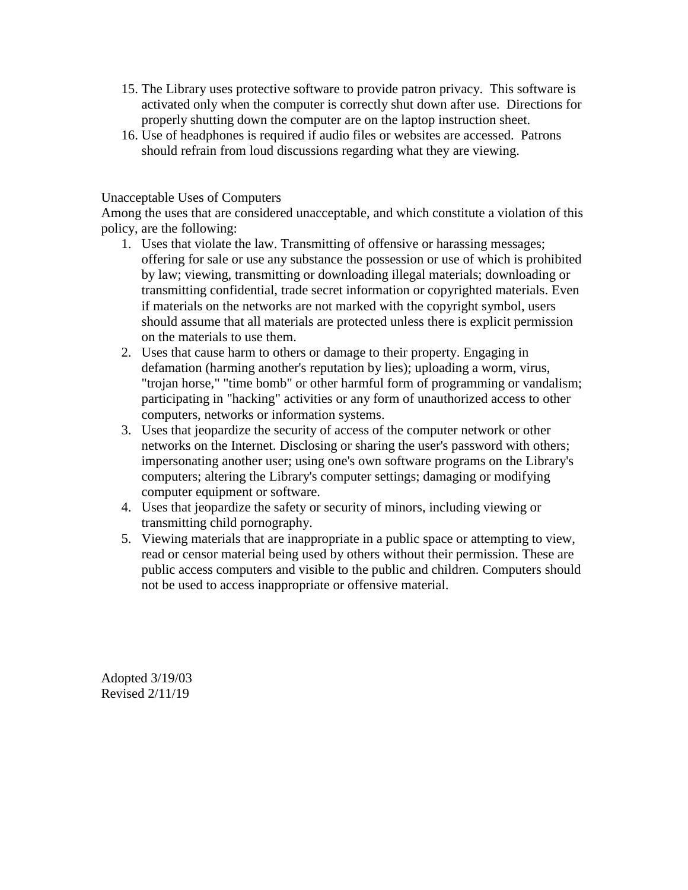15. The Library uses protective software to provide patron privacy. This software is activated only when the computer is correctly shut down after use. Directions for properly shutting down the computer are on the laptop instruction sheet.
16. Use of headphones is required if audio files or websites are accessed. Patrons should refrain from loud discussions regarding what they are viewing.

Unacceptable Uses of Computers

Among the uses that are considered unacceptable, and which constitute a violation of this policy, are the following:

1. Uses that violate the law. Transmitting of offensive or harassing messages; offering for sale or use any substance the possession or use of which is prohibited by law; viewing, transmitting or downloading illegal materials; downloading or transmitting confidential, trade secret information or copyrighted materials. Even if materials on the networks are not marked with the copyright symbol, users should assume that all materials are protected unless there is explicit permission on the materials to use them.
2. Uses that cause harm to others or damage to their property. Engaging in defamation (harming another's reputation by lies); uploading a worm, virus, "trojan horse," "time bomb" or other harmful form of programming or vandalism; participating in "hacking" activities or any form of unauthorized access to other computers, networks or information systems.
3. Uses that jeopardize the security of access of the computer network or other networks on the Internet. Disclosing or sharing the user's password with others; impersonating another user; using one's own software programs on the Library's computers; altering the Library's computer settings; damaging or modifying computer equipment or software.
4. Uses that jeopardize the safety or security of minors, including viewing or transmitting child pornography.
5. Viewing materials that are inappropriate in a public space or attempting to view, read or censor material being used by others without their permission. These are public access computers and visible to the public and children. Computers should not be used to access inappropriate or offensive material.

Adopted 3/19/03
Revised 2/11/19